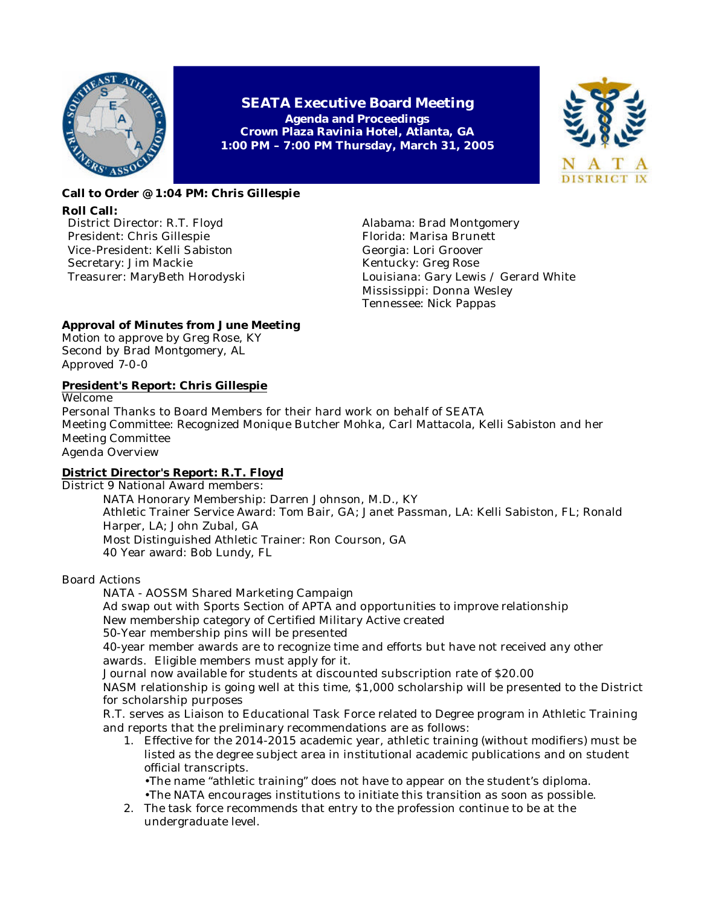# SEATA Executive Board Meeting

**Agenda and Proceedings**
**Crown Plaza Ravinia Hotel, Atlanta, GA**
**1:00 PM – 7:00 PM Thursday, March 31, 2005**

**Call to Order @ 1:04 PM: Chris Gillespie**

**Roll Call:**

District Director: R.T. Floyd
President: Chris Gillespie
Vice-President: Kelli Sabiston
Secretary: Jim Mackie
Treasurer: MaryBeth Horodyski

Alabama: Brad Montgomery
Florida: Marisa Brunett
Georgia: Lori Groover
Kentucky: Greg Rose
Louisiana: Gary Lewis / Gerard White
Mississippi: Donna Wesley
Tennessee: Nick Pappas

**Approval of Minutes from June Meeting**

Motion to approve by Greg Rose, KY
Second by Brad Montgomery, AL
Approved 7-0-0

**President's Report: Chris Gillespie**

Welcome
Personal Thanks to Board Members for their hard work on behalf of SEATA
Meeting Committee: Recognized Monique Butcher Mohka, Carl Mattacola, Kelli Sabiston and her Meeting Committee
Agenda Overview

**District Director's Report: R.T. Floyd**

District 9 National Award members:

- NATA Honorary Membership: Darren Johnson, M.D., KY
- Athletic Trainer Service Award: Tom Bair, GA; Janet Passman, LA: Kelli Sabiston, FL; Ronald Harper, LA; John Zubal, GA
- Most Distinguished Athletic Trainer: Ron Courson, GA
- 40 Year award: Bob Lundy, FL

Board Actions

- NATA - AOSSM Shared Marketing Campaign
- Ad swap out with Sports Section of APTA and opportunities to improve relationship
- New membership category of Certified Military Active created
- 50-Year membership pins will be presented
- 40-year member awards are to recognize time and efforts but have not received any other awards. Eligible members must apply for it.
- Journal now available for students at discounted subscription rate of $20.00
- NASM relationship is going well at this time, $1,000 scholarship will be presented to the District for scholarship purposes
- R.T. serves as Liaison to Educational Task Force related to Degree program in Athletic Training and reports that the preliminary recommendations are as follows:
  1. Effective for the 2014-2015 academic year, athletic training (without modifiers) must be listed as the degree subject area in institutional academic publications and on student official transcripts.
     - The name "athletic training" does not have to appear on the student's diploma.
     - The NATA encourages institutions to initiate this transition as soon as possible.
  2. The task force recommends that entry to the profession continue to be at the undergraduate level.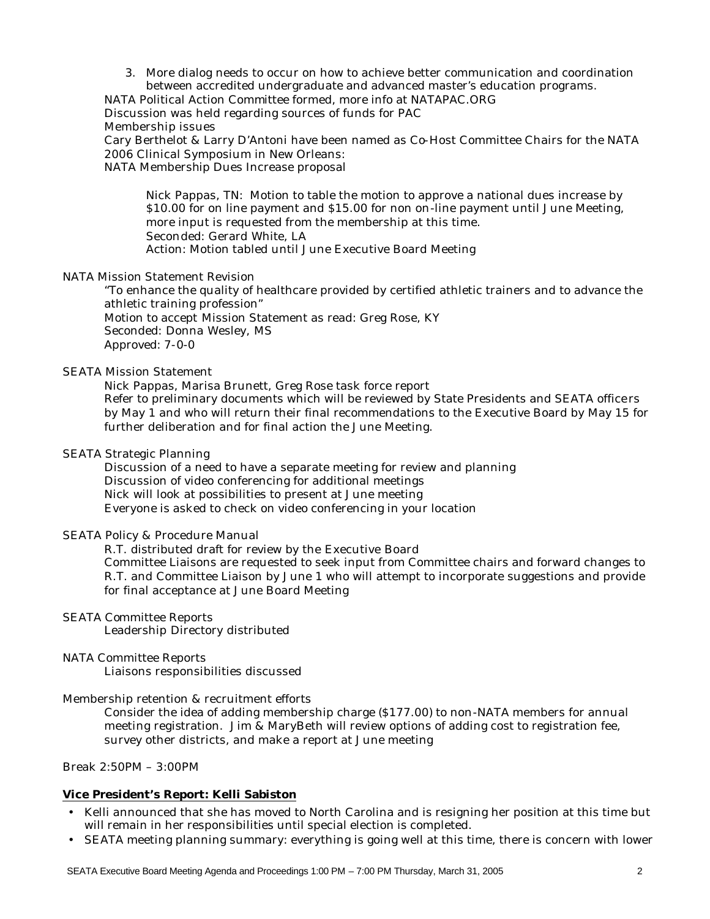3. More dialog needs to occur on how to achieve better communication and coordination between accredited undergraduate and advanced master's education programs.

NATA Political Action Committee formed, more info at NATAPAC.ORG
Discussion was held regarding sources of funds for PAC
Membership issues
Cary Berthelot & Larry D'Antoni have been named as Co-Host Committee Chairs for the NATA 2006 Clinical Symposium in New Orleans:
NATA Membership Dues Increase proposal

> Nick Pappas, TN: Motion to table the motion to approve a national dues increase by \$10.00 for on line payment and \$15.00 for non on-line payment until June Meeting, more input is requested from the membership at this time.
> Seconded: Gerard White, LA
> Action: Motion tabled until June Executive Board Meeting

NATA Mission Statement Revision

> "To enhance the quality of healthcare provided by certified athletic trainers and to advance the athletic training profession"
> Motion to accept Mission Statement as read: Greg Rose, KY
> Seconded: Donna Wesley, MS
> Approved: 7-0-0

SEATA Mission Statement

> Nick Pappas, Marisa Brunett, Greg Rose task force report
> Refer to preliminary documents which will be reviewed by State Presidents and SEATA officers by May 1 and who will return their final recommendations to the Executive Board by May 15 for further deliberation and for final action the June Meeting.

SEATA Strategic Planning

> Discussion of a need to have a separate meeting for review and planning
> Discussion of video conferencing for additional meetings
> Nick will look at possibilities to present at June meeting
> Everyone is asked to check on video conferencing in your location

SEATA Policy & Procedure Manual

> R.T. distributed draft for review by the Executive Board
> Committee Liaisons are requested to seek input from Committee chairs and forward changes to R.T. and Committee Liaison by June 1 who will attempt to incorporate suggestions and provide for final acceptance at June Board Meeting

SEATA Committee Reports

> Leadership Directory distributed

NATA Committee Reports

> Liaisons responsibilities discussed

Membership retention & recruitment efforts

> Consider the idea of adding membership charge (\$177.00) to non-NATA members for annual meeting registration. Jim & MaryBeth will review options of adding cost to registration fee, survey other districts, and make a report at June meeting

Break 2:50PM – 3:00PM

**Vice President's Report: Kelli Sabiston**

- Kelli announced that she has moved to North Carolina and is resigning her position at this time but will remain in her responsibilities until special election is completed.
- SEATA meeting planning summary: everything is going well at this time, there is concern with lower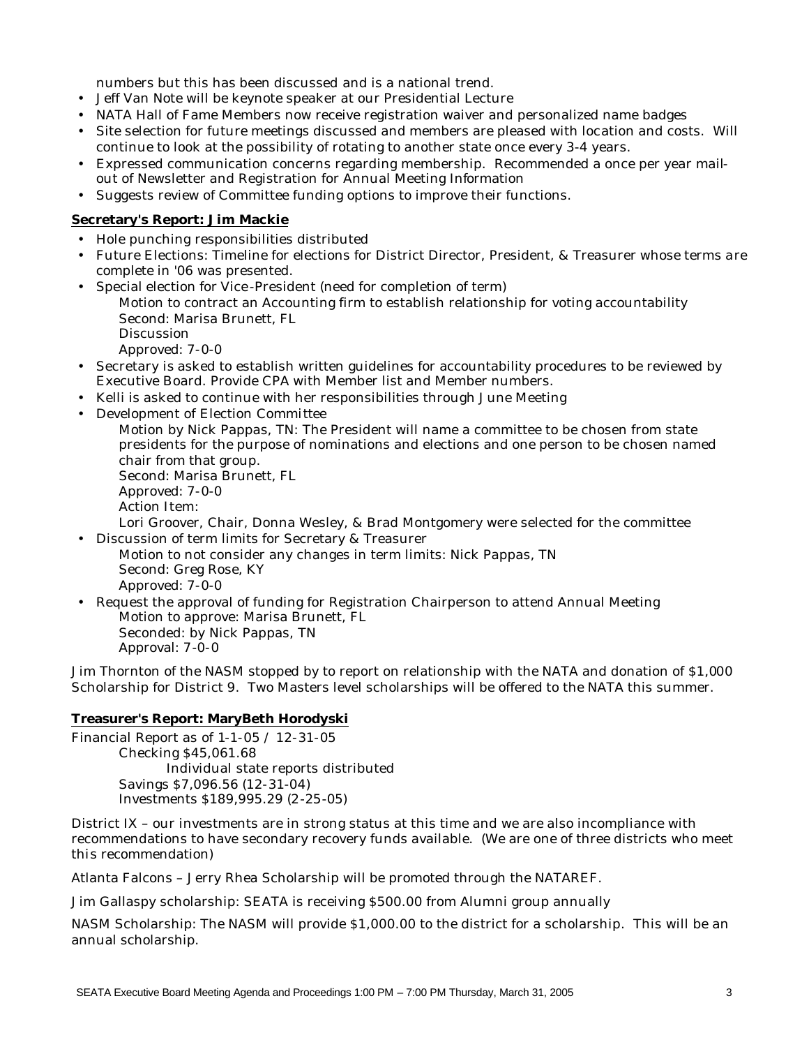numbers but this has been discussed and is a national trend.

- Jeff Van Note will be keynote speaker at our Presidential Lecture
- NATA Hall of Fame Members now receive registration waiver and personalized name badges
- Site selection for future meetings discussed and members are pleased with location and costs. Will continue to look at the possibility of rotating to another state once every 3-4 years.
- Expressed communication concerns regarding membership. Recommended a once per year mail-out of Newsletter and Registration for Annual Meeting Information
- Suggests review of Committee funding options to improve their functions.

**Secretary's Report: Jim Mackie**

- Hole punching responsibilities distributed
- Future Elections: Timeline for elections for District Director, President, & Treasurer whose terms are complete in '06 was presented.
- Special election for Vice-President (need for completion of term)
  Motion to contract an Accounting firm to establish relationship for voting accountability
  Second: Marisa Brunett, FL
  Discussion
  Approved: 7-0-0
- Secretary is asked to establish written guidelines for accountability procedures to be reviewed by Executive Board. Provide CPA with Member list and Member numbers.
- Kelli is asked to continue with her responsibilities through June Meeting
- Development of Election Committee
  Motion by Nick Pappas, TN: The President will name a committee to be chosen from state presidents for the purpose of nominations and elections and one person to be chosen named chair from that group.
  Second: Marisa Brunett, FL
  Approved: 7-0-0
  Action Item:
  Lori Groover, Chair, Donna Wesley, & Brad Montgomery were selected for the committee
- Discussion of term limits for Secretary & Treasurer
  Motion to not consider any changes in term limits: Nick Pappas, TN
  Second: Greg Rose, KY
  Approved: 7-0-0
- Request the approval of funding for Registration Chairperson to attend Annual Meeting
  Motion to approve: Marisa Brunett, FL
  Seconded: by Nick Pappas, TN
  Approval: 7-0-0

Jim Thornton of the NASM stopped by to report on relationship with the NATA and donation of $1,000 Scholarship for District 9. Two Masters level scholarships will be offered to the NATA this summer.

**Treasurer's Report: MaryBeth Horodyski**

Financial Report as of 1-1-05 / 12-31-05
  Checking $45,061.68
    Individual state reports distributed
  Savings $7,096.56 (12-31-04)
  Investments $189,995.29 (2-25-05)

District IX – our investments are in strong status at this time and we are also incompliance with recommendations to have secondary recovery funds available. (We are one of three districts who meet this recommendation)

Atlanta Falcons – Jerry Rhea Scholarship will be promoted through the NATAREF.

Jim Gallaspy scholarship: SEATA is receiving $500.00 from Alumni group annually

NASM Scholarship: The NASM will provide $1,000.00 to the district for a scholarship. This will be an annual scholarship.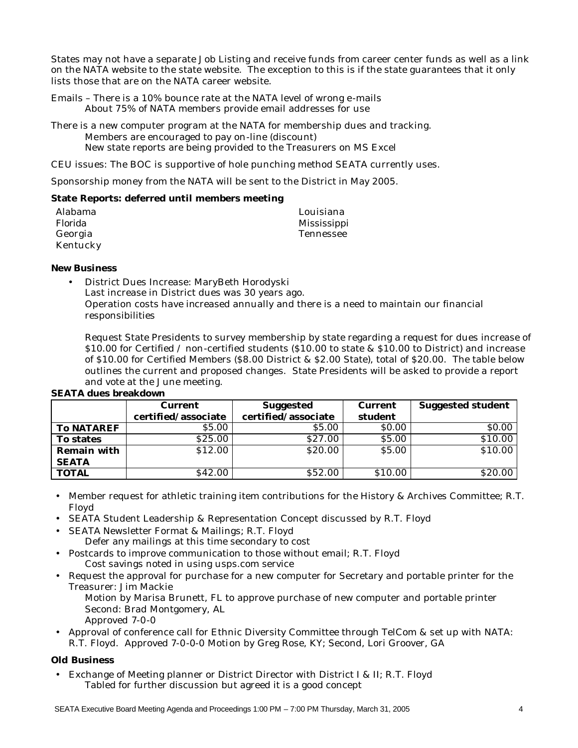States may not have a separate Job Listing and receive funds from career center funds as well as a link on the NATA website to the state website. The exception to this is if the state guarantees that it only lists those that are on the NATA career website.

Emails – There is a 10% bounce rate at the NATA level of wrong e-mails
    About 75% of NATA members provide email addresses for use

There is a new computer program at the NATA for membership dues and tracking.
    Members are encouraged to pay on-line (discount)
    New state reports are being provided to the Treasurers on MS Excel

CEU issues: The BOC is supportive of hole punching method SEATA currently uses.

Sponsorship money from the NATA will be sent to the District in May 2005.

**State Reports: deferred until members meeting**

Alabama
Florida
Georgia
Kentucky
Louisiana
Mississippi
Tennessee

**New Business**

- District Dues Increase: MaryBeth Horodyski
  Last increase in District dues was 30 years ago.
  Operation costs have increased annually and there is a need to maintain our financial responsibilities

  Request State Presidents to survey membership by state regarding a request for dues increase of $10.00 for Certified / non-certified students ($10.00 to state & $10.00 to District) and increase of $10.00 for Certified Members ($8.00 District & $2.00 State), total of $20.00. The table below outlines the current and proposed changes. State Presidents will be asked to provide a report and vote at the June meeting.

**SEATA dues breakdown**

| | Current certified/associate | Suggested certified/associate | Current student | Suggested student |
|---|---|---|---|---|
| **To NATAREF** | $5.00 | $5.00 | $0.00 | $0.00 |
| **To states** | $25.00 | $27.00 | $5.00 | $10.00 |
| **Remain with SEATA** | $12.00 | $20.00 | $5.00 | $10.00 |
| **TOTAL** | $42.00 | $52.00 | $10.00 | $20.00 |

- Member request for athletic training item contributions for the History & Archives Committee; R.T. Floyd
- SEATA Student Leadership & Representation Concept discussed by R.T. Floyd
- SEATA Newsletter Format & Mailings; R.T. Floyd
  Defer any mailings at this time secondary to cost
- Postcards to improve communication to those without email; R.T. Floyd
  Cost savings noted in using usps.com service
- Request the approval for purchase for a new computer for Secretary and portable printer for the Treasurer: Jim Mackie
  Motion by Marisa Brunett, FL to approve purchase of new computer and portable printer
  Second: Brad Montgomery, AL
  Approved 7-0-0
- Approval of conference call for Ethnic Diversity Committee through TelCom & set up with NATA: R.T. Floyd. Approved 7-0-0-0 Motion by Greg Rose, KY; Second, Lori Groover, GA

**Old Business**

- Exchange of Meeting planner or District Director with District I & II; R.T. Floyd
  Tabled for further discussion but agreed it is a good concept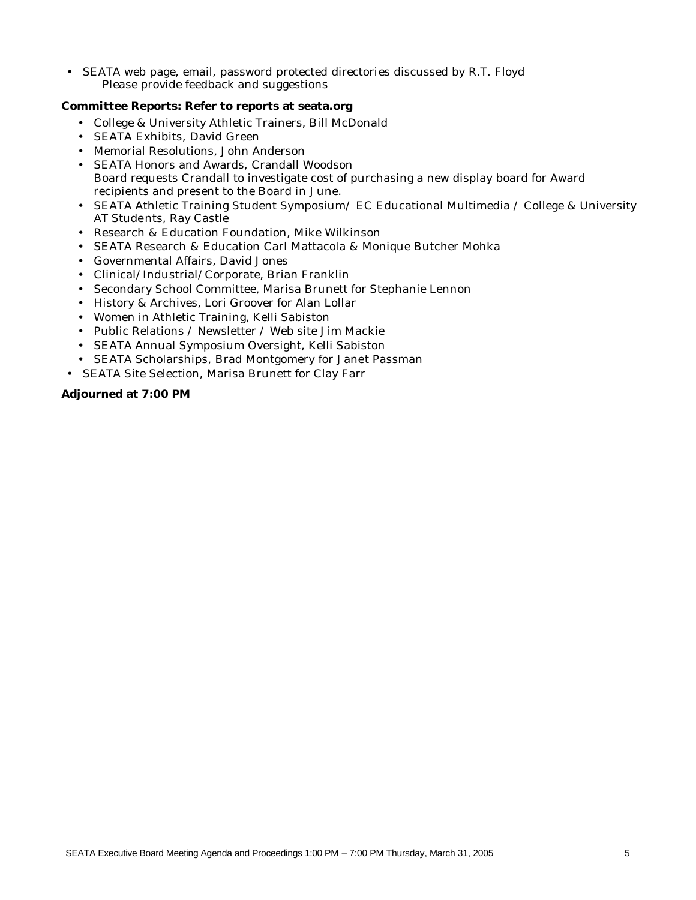- SEATA web page, email, password protected directories discussed by R.T. Floyd
  Please provide feedback and suggestions

**Committee Reports: Refer to reports at seata.org**

- College & University Athletic Trainers, Bill McDonald
- SEATA Exhibits, David Green
- Memorial Resolutions, John Anderson
- SEATA Honors and Awards, Crandall Woodson
  Board requests Crandall to investigate cost of purchasing a new display board for Award recipients and present to the Board in June.
- SEATA Athletic Training Student Symposium/ EC Educational Multimedia / College & University AT Students, Ray Castle
- Research & Education Foundation, Mike Wilkinson
- SEATA Research & Education Carl Mattacola & Monique Butcher Mohka
- Governmental Affairs, David Jones
- Clinical/Industrial/Corporate, Brian Franklin
- Secondary School Committee, Marisa Brunett for Stephanie Lennon
- History & Archives, Lori Groover for Alan Lollar
- Women in Athletic Training, Kelli Sabiston
- Public Relations / Newsletter / Web site Jim Mackie
- SEATA Annual Symposium Oversight, Kelli Sabiston
- SEATA Scholarships, Brad Montgomery for Janet Passman
- SEATA Site Selection, Marisa Brunett for Clay Farr

**Adjourned at 7:00 PM**